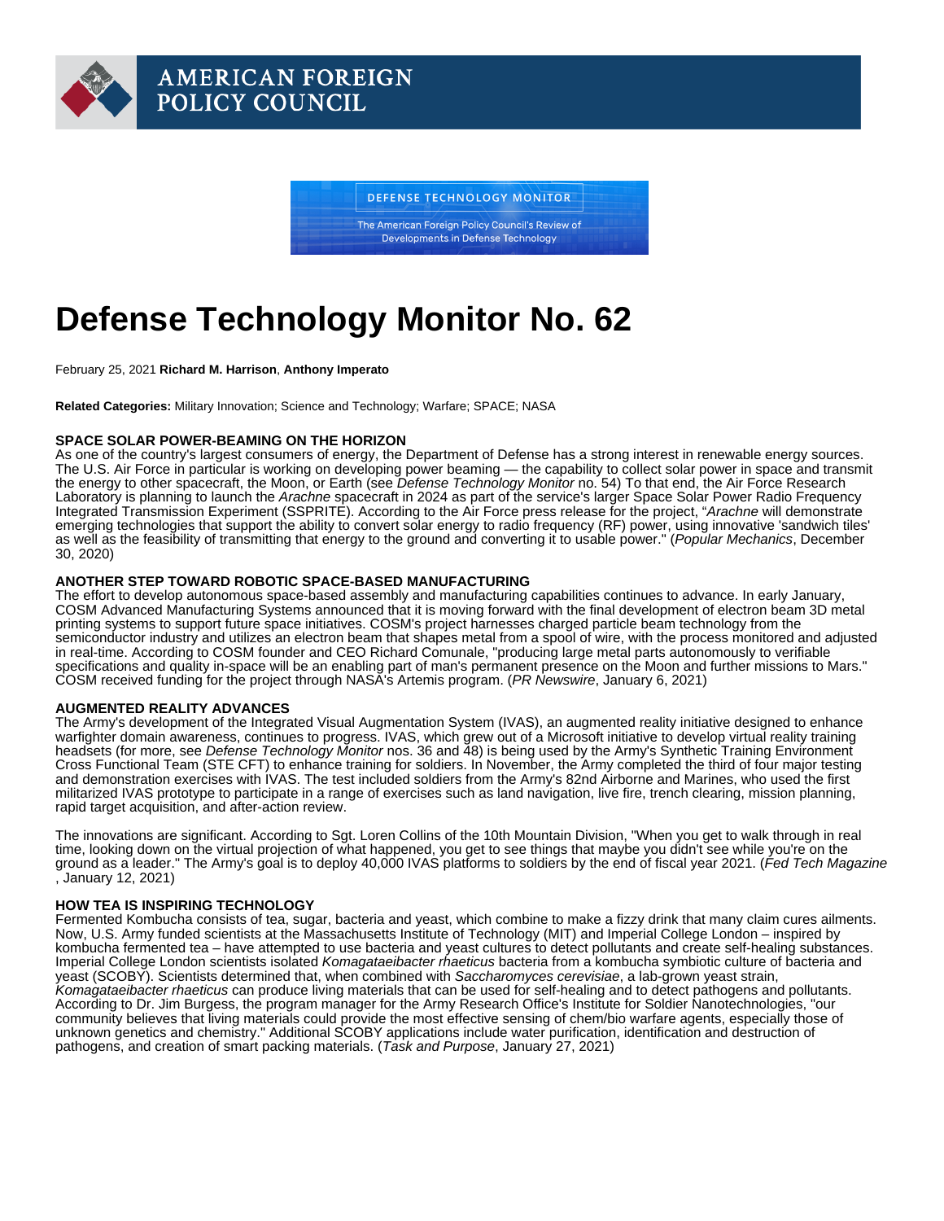AMERICAN FOREIGN POLICY COUNCIL

DEFENSE TECHNOLOGY MONITOR

The American Foreign Policy Council's Review of Developments in Defense Technology

# Defense Technology Monitor No. 62

February 25, 2021 **Richard M. Harrison**, **Anthony Imperato**

**Related Categories:** Military Innovation; Science and Technology; Warfare; SPACE; NASA

### SPACE SOLAR POWER-BEAMING ON THE HORIZON

As one of the country's largest consumers of energy, the Department of Defense has a strong interest in renewable energy sources. The U.S. Air Force in particular is working on developing power beaming — the capability to collect solar power in space and transmit the energy to other spacecraft, the Moon, or Earth (see *Defense Technology Monitor* no. 54) To that end, the Air Force Research Laboratory is planning to launch the *Arachne* spacecraft in 2024 as part of the service's larger Space Solar Power Radio Frequency Integrated Transmission Experiment (SSPRITE). According to the Air Force press release for the project, "*Arachne* will demonstrate emerging technologies that support the ability to convert solar energy to radio frequency (RF) power, using innovative 'sandwich tiles' as well as the feasibility of transmitting that energy to the ground and converting it to usable power." (*Popular Mechanics*, December 30, 2020)

### ANOTHER STEP TOWARD ROBOTIC SPACE-BASED MANUFACTURING

The effort to develop autonomous space-based assembly and manufacturing capabilities continues to advance. In early January, COSM Advanced Manufacturing Systems announced that it is moving forward with the final development of electron beam 3D metal printing systems to support future space initiatives. COSM's project harnesses charged particle beam technology from the semiconductor industry and utilizes an electron beam that shapes metal from a spool of wire, with the process monitored and adjusted in real-time. According to COSM founder and CEO Richard Comunale, "producing large metal parts autonomously to verifiable specifications and quality in-space will be an enabling part of man's permanent presence on the Moon and further missions to Mars." COSM received funding for the project through NASA's Artemis program. (*PR Newswire*, January 6, 2021)

### AUGMENTED REALITY ADVANCES

The Army's development of the Integrated Visual Augmentation System (IVAS), an augmented reality initiative designed to enhance warfighter domain awareness, continues to progress. IVAS, which grew out of a Microsoft initiative to develop virtual reality training headsets (for more, see *Defense Technology Monitor* nos. 36 and 48) is being used by the Army's Synthetic Training Environment Cross Functional Team (STE CFT) to enhance training for soldiers. In November, the Army completed the third of four major testing and demonstration exercises with IVAS. The test included soldiers from the Army's 82nd Airborne and Marines, who used the first militarized IVAS prototype to participate in a range of exercises such as land navigation, live fire, trench clearing, mission planning, rapid target acquisition, and after-action review.

The innovations are significant. According to Sgt. Loren Collins of the 10th Mountain Division, "When you get to walk through in real time, looking down on the virtual projection of what happened, you get to see things that maybe you didn't see while you're on the ground as a leader." The Army's goal is to deploy 40,000 IVAS platforms to soldiers by the end of fiscal year 2021. (*Fed Tech Magazine*, January 12, 2021)

### HOW TEA IS INSPIRING TECHNOLOGY

Fermented Kombucha consists of tea, sugar, bacteria and yeast, which combine to make a fizzy drink that many claim cures ailments. Now, U.S. Army funded scientists at the Massachusetts Institute of Technology (MIT) and Imperial College London – inspired by kombucha fermented tea – have attempted to use bacteria and yeast cultures to detect pollutants and create self-healing substances. Imperial College London scientists isolated *Komagataeibacter rhaeticus* bacteria from a kombucha symbiotic culture of bacteria and yeast (SCOBY). Scientists determined that, when combined with *Saccharomyces cerevisiae*, a lab-grown yeast strain, *Komagataeibacter rhaeticus* can produce living materials that can be used for self-healing and to detect pathogens and pollutants. According to Dr. Jim Burgess, the program manager for the Army Research Office's Institute for Soldier Nanotechnologies, "our community believes that living materials could provide the most effective sensing of chem/bio warfare agents, especially those of unknown genetics and chemistry." Additional SCOBY applications include water purification, identification and destruction of pathogens, and creation of smart packing materials. (*Task and Purpose*, January 27, 2021)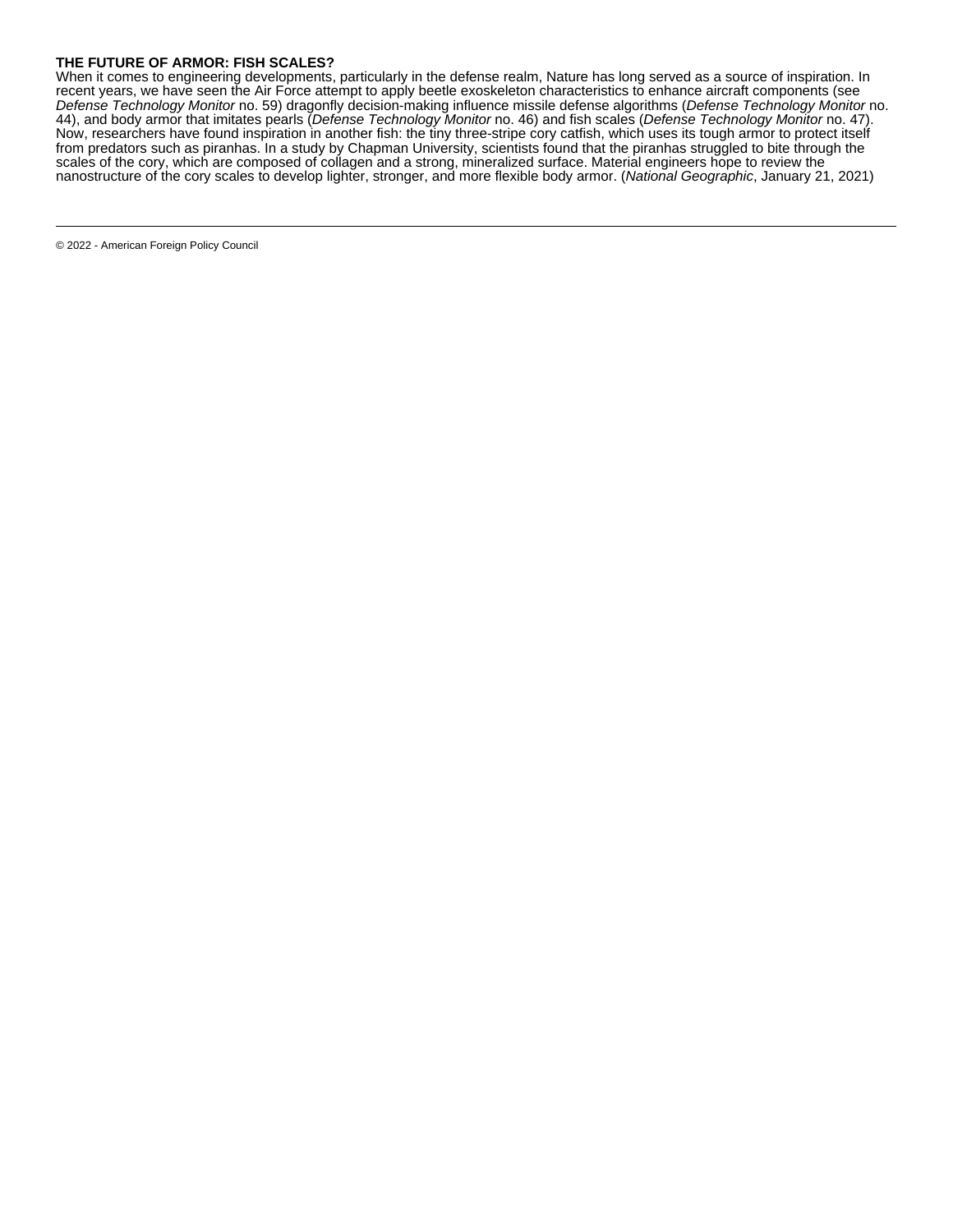**THE FUTURE OF ARMOR: FISH SCALES?**

When it comes to engineering developments, particularly in the defense realm, Nature has long served as a source of inspiration. In recent years, we have seen the Air Force attempt to apply beetle exoskeleton characteristics to enhance aircraft components (see *Defense Technology Monitor* no. 59) dragonfly decision-making influence missile defense algorithms (*Defense Technology Monitor* no. 44), and body armor that imitates pearls (*Defense Technology Monitor* no. 46) and fish scales (*Defense Technology Monitor* no. 47). Now, researchers have found inspiration in another fish: the tiny three-stripe cory catfish, which uses its tough armor to protect itself from predators such as piranhas. In a study by Chapman University, scientists found that the piranhas struggled to bite through the scales of the cory, which are composed of collagen and a strong, mineralized surface. Material engineers hope to review the nanostructure of the cory scales to develop lighter, stronger, and more flexible body armor. (*National Geographic*, January 21, 2021)

---

© 2022 - American Foreign Policy Council